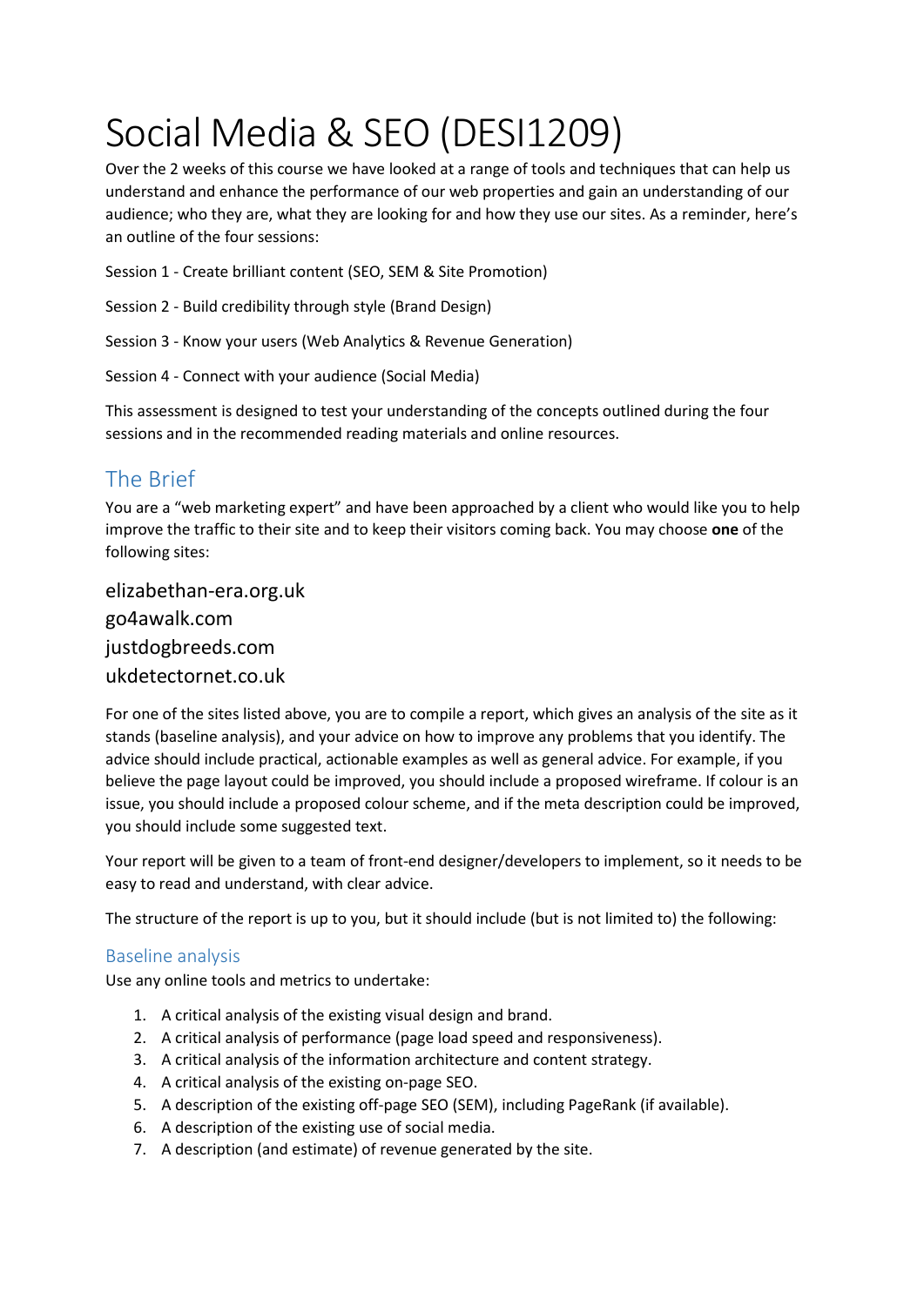# Social Media & SEO (DESI1209)

Over the 2 weeks of this course we have looked at a range of tools and techniques that can help us understand and enhance the performance of our web properties and gain an understanding of our audience; who they are, what they are looking for and how they use our sites. As a reminder, here's an outline of the four sessions:

Session 1 - Create brilliant content (SEO, SEM & Site Promotion)

Session 2 - Build credibility through style (Brand Design)

Session 3 - Know your users (Web Analytics & Revenue Generation)

Session 4 - Connect with your audience (Social Media)

This assessment is designed to test your understanding of the concepts outlined during the four sessions and in the recommended reading materials and online resources.

## The Brief

You are a "web marketing expert" and have been approached by a client who would like you to help improve the traffic to their site and to keep their visitors coming back. You may choose **one** of the following sites:

elizabethan-era.org.uk
go4awalk.com
justdogbreeds.com
ukdetectornet.co.uk

For one of the sites listed above, you are to compile a report, which gives an analysis of the site as it stands (baseline analysis), and your advice on how to improve any problems that you identify. The advice should include practical, actionable examples as well as general advice. For example, if you believe the page layout could be improved, you should include a proposed wireframe. If colour is an issue, you should include a proposed colour scheme, and if the meta description could be improved, you should include some suggested text.

Your report will be given to a team of front-end designer/developers to implement, so it needs to be easy to read and understand, with clear advice.

The structure of the report is up to you, but it should include (but is not limited to) the following:

### Baseline analysis

Use any online tools and metrics to undertake:

1. A critical analysis of the existing visual design and brand.
2. A critical analysis of performance (page load speed and responsiveness).
3. A critical analysis of the information architecture and content strategy.
4. A critical analysis of the existing on-page SEO.
5. A description of the existing off-page SEO (SEM), including PageRank (if available).
6. A description of the existing use of social media.
7. A description (and estimate) of revenue generated by the site.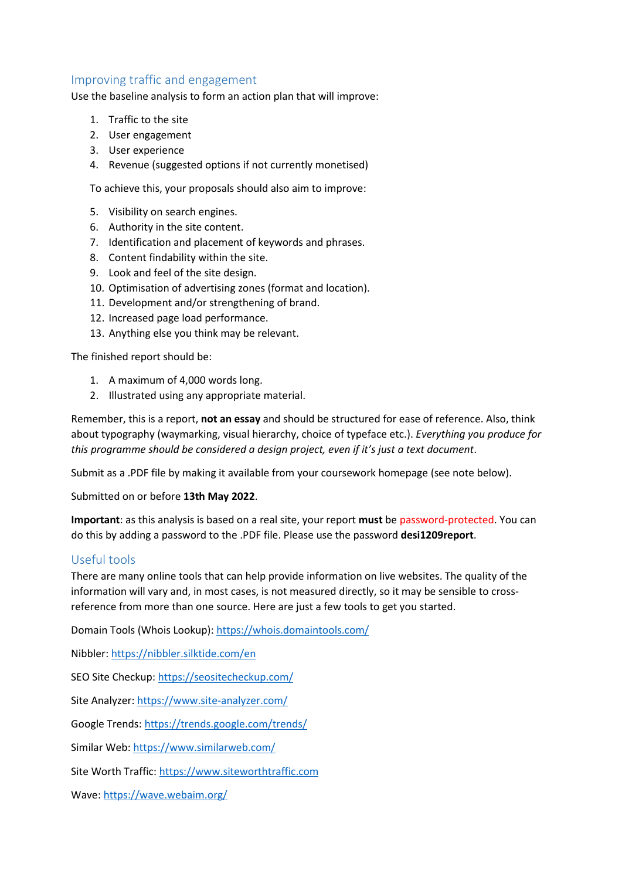## Improving traffic and engagement

Use the baseline analysis to form an action plan that will improve:

1. Traffic to the site
2. User engagement
3. User experience
4. Revenue (suggested options if not currently monetised)

To achieve this, your proposals should also aim to improve:

5. Visibility on search engines.
6. Authority in the site content.
7. Identification and placement of keywords and phrases.
8. Content findability within the site.
9. Look and feel of the site design.
10. Optimisation of advertising zones (format and location).
11. Development and/or strengthening of brand.
12. Increased page load performance.
13. Anything else you think may be relevant.

The finished report should be:

1. A maximum of 4,000 words long.
2. Illustrated using any appropriate material.

Remember, this is a report, **not an essay** and should be structured for ease of reference. Also, think about typography (waymarking, visual hierarchy, choice of typeface etc.). *Everything you produce for this programme should be considered a design project, even if it's just a text document*.

Submit as a .PDF file by making it available from your coursework homepage (see note below).

Submitted on or before **13th May 2022**.

**Important**: as this analysis is based on a real site, your report **must** be password-protected. You can do this by adding a password to the .PDF file. Please use the password **desi1209report**.

## Useful tools

There are many online tools that can help provide information on live websites. The quality of the information will vary and, in most cases, is not measured directly, so it may be sensible to cross-reference from more than one source. Here are just a few tools to get you started.

Domain Tools (Whois Lookup): https://whois.domaintools.com/

Nibbler: https://nibbler.silktide.com/en

SEO Site Checkup: https://seositecheckup.com/

Site Analyzer: https://www.site-analyzer.com/

Google Trends: https://trends.google.com/trends/

Similar Web: https://www.similarweb.com/

Site Worth Traffic: https://www.siteworthtraffic.com

Wave: https://wave.webaim.org/